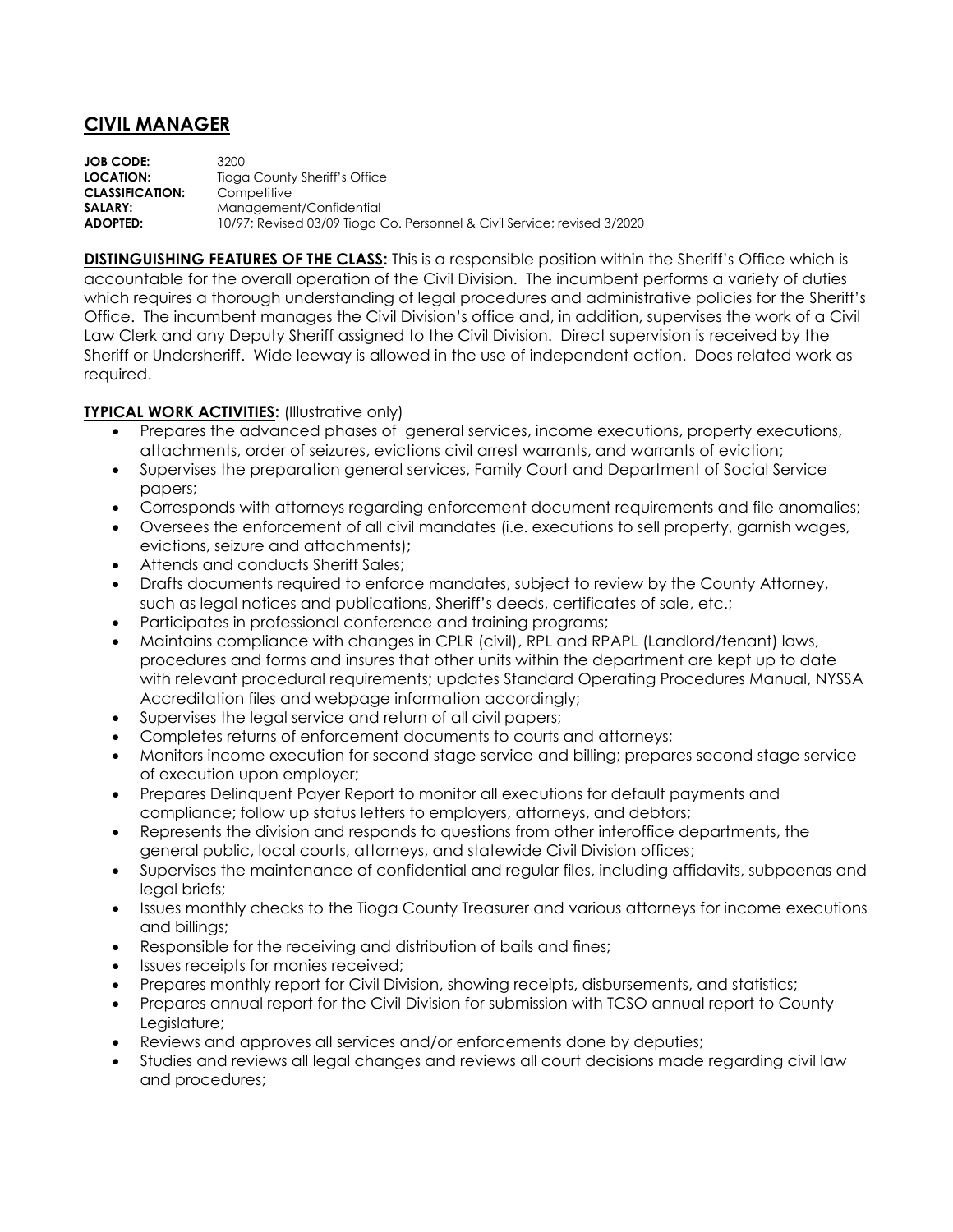# CIVIL MANAGER

**JOB CODE:** 3200
**LOCATION:** Tioga County Sheriff's Office
**CLASSIFICATION:** Competitive
**SALARY:** Management/Confidential
**ADOPTED:** 10/97; Revised 03/09 Tioga Co. Personnel & Civil Service; revised 3/2020

**DISTINGUISHING FEATURES OF THE CLASS:** This is a responsible position within the Sheriff's Office which is accountable for the overall operation of the Civil Division. The incumbent performs a variety of duties which requires a thorough understanding of legal procedures and administrative policies for the Sheriff's Office. The incumbent manages the Civil Division's office and, in addition, supervises the work of a Civil Law Clerk and any Deputy Sheriff assigned to the Civil Division. Direct supervision is received by the Sheriff or Undersheriff. Wide leeway is allowed in the use of independent action. Does related work as required.

**TYPICAL WORK ACTIVITIES:** (Illustrative only)

- Prepares the advanced phases of general services, income executions, property executions, attachments, order of seizures, evictions civil arrest warrants, and warrants of eviction;
- Supervises the preparation general services, Family Court and Department of Social Service papers;
- Corresponds with attorneys regarding enforcement document requirements and file anomalies;
- Oversees the enforcement of all civil mandates (i.e. executions to sell property, garnish wages, evictions, seizure and attachments);
- Attends and conducts Sheriff Sales;
- Drafts documents required to enforce mandates, subject to review by the County Attorney, such as legal notices and publications, Sheriff's deeds, certificates of sale, etc.;
- Participates in professional conference and training programs;
- Maintains compliance with changes in CPLR (civil), RPL and RPAPL (Landlord/tenant) laws, procedures and forms and insures that other units within the department are kept up to date with relevant procedural requirements; updates Standard Operating Procedures Manual, NYSSA Accreditation files and webpage information accordingly;
- Supervises the legal service and return of all civil papers;
- Completes returns of enforcement documents to courts and attorneys;
- Monitors income execution for second stage service and billing; prepares second stage service of execution upon employer;
- Prepares Delinquent Payer Report to monitor all executions for default payments and compliance; follow up status letters to employers, attorneys, and debtors;
- Represents the division and responds to questions from other interoffice departments, the general public, local courts, attorneys, and statewide Civil Division offices;
- Supervises the maintenance of confidential and regular files, including affidavits, subpoenas and legal briefs;
- Issues monthly checks to the Tioga County Treasurer and various attorneys for income executions and billings;
- Responsible for the receiving and distribution of bails and fines;
- Issues receipts for monies received;
- Prepares monthly report for Civil Division, showing receipts, disbursements, and statistics;
- Prepares annual report for the Civil Division for submission with TCSO annual report to County Legislature;
- Reviews and approves all services and/or enforcements done by deputies;
- Studies and reviews all legal changes and reviews all court decisions made regarding civil law and procedures;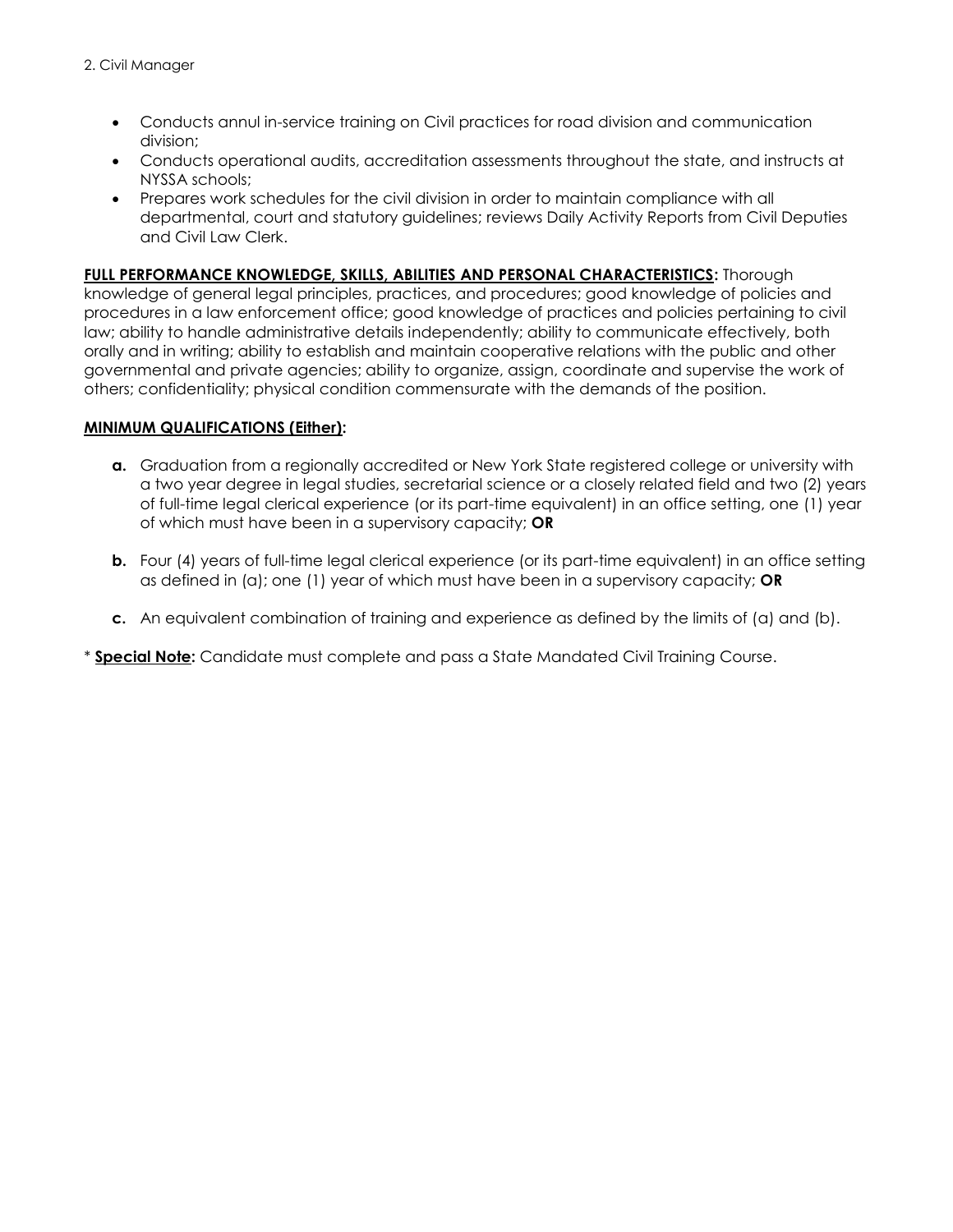- Conducts annul in-service training on Civil practices for road division and communication division;
- Conducts operational audits, accreditation assessments throughout the state, and instructs at NYSSA schools;
- Prepares work schedules for the civil division in order to maintain compliance with all departmental, court and statutory guidelines; reviews Daily Activity Reports from Civil Deputies and Civil Law Clerk.

**FULL PERFORMANCE KNOWLEDGE, SKILLS, ABILITIES AND PERSONAL CHARACTERISTICS:** Thorough knowledge of general legal principles, practices, and procedures; good knowledge of policies and procedures in a law enforcement office; good knowledge of practices and policies pertaining to civil law; ability to handle administrative details independently; ability to communicate effectively, both orally and in writing; ability to establish and maintain cooperative relations with the public and other governmental and private agencies; ability to organize, assign, coordinate and supervise the work of others; confidentiality; physical condition commensurate with the demands of the position.

**MINIMUM QUALIFICATIONS (Either):**

**a.** Graduation from a regionally accredited or New York State registered college or university with a two year degree in legal studies, secretarial science or a closely related field and two (2) years of full-time legal clerical experience (or its part-time equivalent) in an office setting, one (1) year of which must have been in a supervisory capacity; **OR**

**b.** Four (4) years of full-time legal clerical experience (or its part-time equivalent) in an office setting as defined in (a); one (1) year of which must have been in a supervisory capacity; **OR**

**c.** An equivalent combination of training and experience as defined by the limits of (a) and (b).

* **Special Note:** Candidate must complete and pass a State Mandated Civil Training Course.